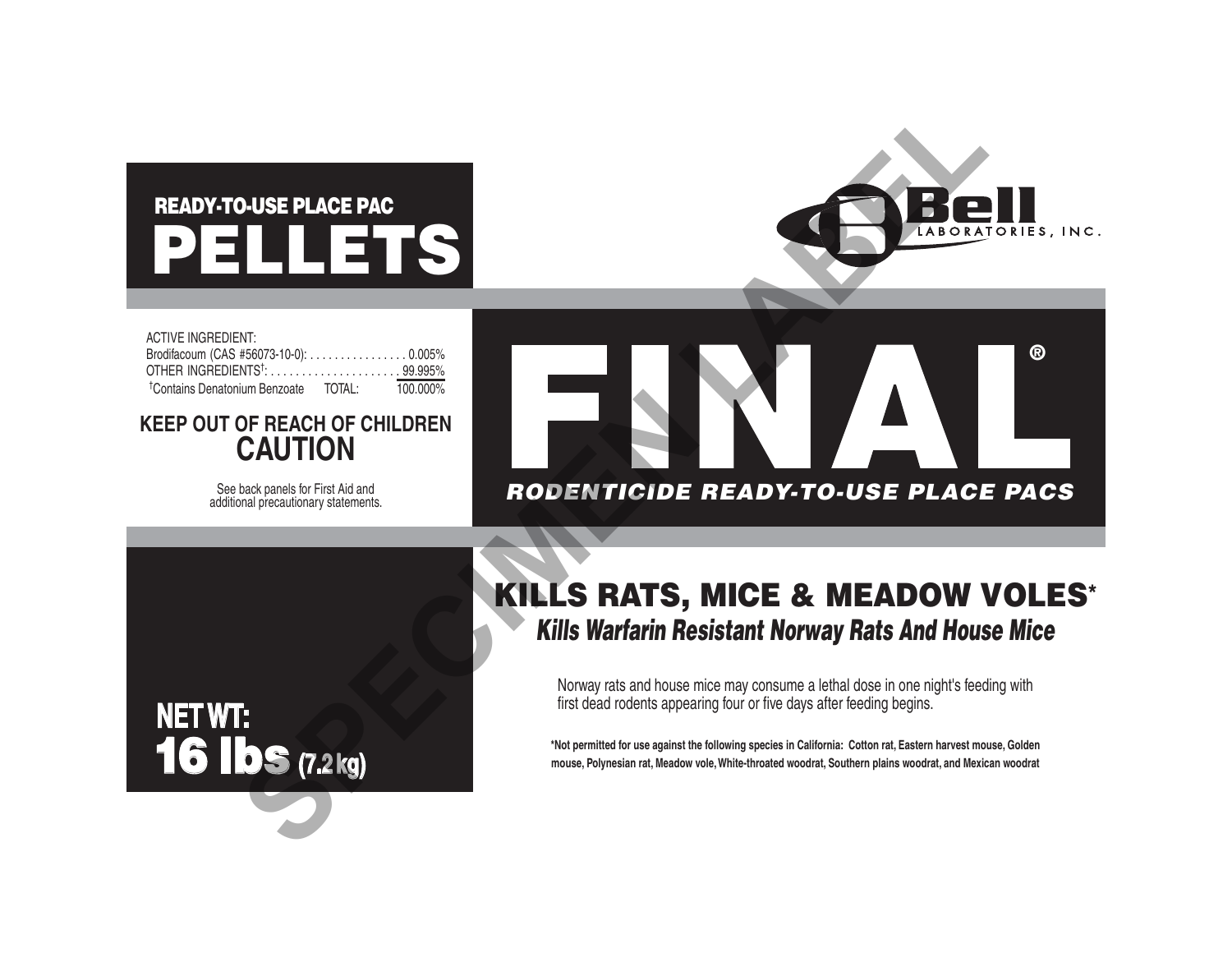## READY-TO-USE PLACE PAC

# PELLETS

Bell LABORATORIES, INC.

ACTIVE INGREDIENT:

| | |
|---|---|
| Brodifacoum (CAS #56073-10-0): | 0.005% |
| OTHER INGREDIENTS†: | 99.995% |
| †Contains Denatonium Benzoate TOTAL: | 100.000% |

**KEEP OUT OF REACH OF CHILDREN**

**CAUTION**

See back panels for First Aid and additional precautionary statements.

# FINAL®

***RODENTICIDE READY-TO-USE PLACE PACS***

## KILLS RATS, MICE & MEADOW VOLES*

***Kills Warfarin Resistant Norway Rats And House Mice***

Norway rats and house mice may consume a lethal dose in one night's feeding with first dead rodents appearing four or five days after feeding begins.

**NET WT: 16 lbs (7.2 kg)**

**\*Not permitted for use against the following species in California: Cotton rat, Eastern harvest mouse, Golden mouse, Polynesian rat, Meadow vole, White-throated woodrat, Southern plains woodrat, and Mexican woodrat**

SPECIMEN LABEL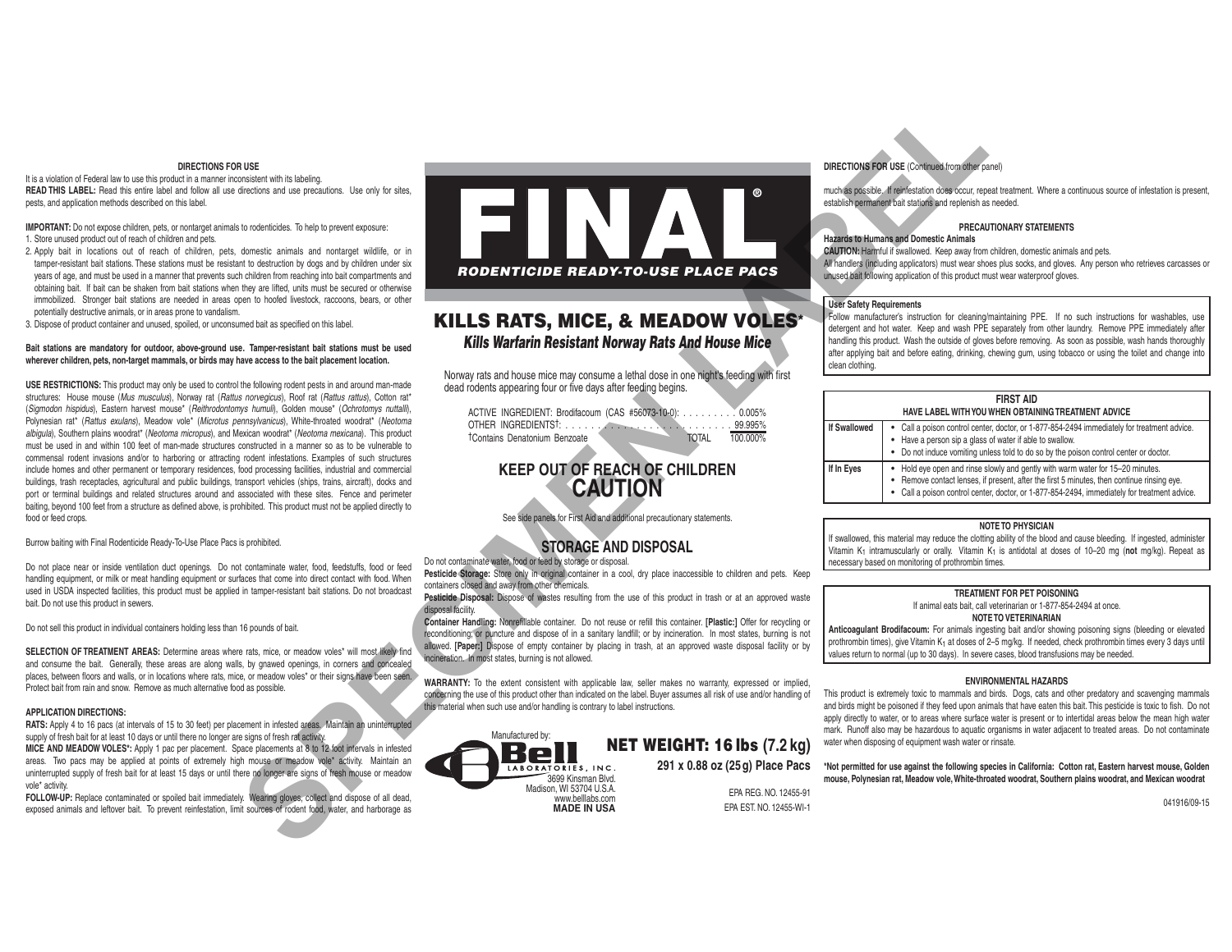## DIRECTIONS FOR USE

It is a violation of Federal law to use this product in a manner inconsistent with its labeling.

**READ THIS LABEL:** Read this entire label and follow all use directions and use precautions. Use only for sites, pests, and application methods described on this label.

**IMPORTANT:** Do not expose children, pets, or nontarget animals to rodenticides. To help to prevent exposure:

1. Store unused product out of reach of children and pets.
2. Apply bait in locations out of reach of children, pets, domestic animals and nontarget wildlife, or in tamper-resistant bait stations. These stations must be resistant to destruction by dogs and by children under six years of age, and must be used in a manner that prevents such children from reaching into bait compartments and obtaining bait. If bait can be shaken from bait stations when they are lifted, units must be secured or otherwise immobilized. Stronger bait stations are needed in areas open to hoofed livestock, raccoons, bears, or other potentially destructive animals, or in areas prone to vandalism.
3. Dispose of product container and unused, spoiled, or unconsumed bait as specified on this label.

**Bait stations are mandatory for outdoor, above-ground use. Tamper-resistant bait stations must be used wherever children, pets, non-target mammals, or birds may have access to the bait placement location.**

**USE RESTRICTIONS:** This product may only be used to control the following rodent pests in and around man-made structures: House mouse (*Mus musculus*), Norway rat (*Rattus norvegicus*), Roof rat (*Rattus rattus*), Cotton rat* (*Sigmodon hispidus*), Eastern harvest mouse* (*Reithrodontomys humuli*), Golden mouse* (*Ochrotomys nuttalli*), Polynesian rat* (*Rattus exulans*), Meadow vole* (*Microtus pennsylvanicus*), White-throated woodrat* (*Neotoma albigula*), Southern plains woodrat* (*Neotoma micropus*), and Mexican woodrat* (*Neotoma mexicana*). This product must be used in and within 100 feet of man-made structures constructed in a manner so as to be vulnerable to commensal rodent invasions and/or to harboring or attracting rodent infestations. Examples of such structures include homes and other permanent or temporary residences, food processing facilities, industrial and commercial buildings, trash receptacles, agricultural and public buildings, transport vehicles (ships, trains, aircraft), docks and port or terminal buildings and related structures around and associated with these sites. Fence and perimeter baiting, beyond 100 feet from a structure as defined above, is prohibited. This product must not be applied directly to food or feed crops.

Burrow baiting with Final Rodenticide Ready-To-Use Place Pacs is prohibited.

Do not place near or inside ventilation duct openings. Do not contaminate water, food, feedstuffs, food or feed handling equipment, or milk or meat handling equipment or surfaces that come into direct contact with food. When used in USDA inspected facilities, this product must be applied in tamper-resistant bait stations. Do not broadcast bait. Do not use this product in sewers.

Do not sell this product in individual containers holding less than 16 pounds of bait.

**SELECTION OF TREATMENT AREAS:** Determine areas where rats, mice, or meadow voles* will most likely find and consume the bait. Generally, these areas are along walls, by gnawed openings, in corners and concealed places, between floors and walls, or in locations where rats, mice, or meadow voles* or their signs have been seen. Protect bait from rain and snow. Remove as much alternative food as possible.

**APPLICATION DIRECTIONS:**

**RATS:** Apply 4 to 16 pacs (at intervals of 15 to 30 feet) per placement in infested areas. Maintain an uninterrupted supply of fresh bait for at least 10 days or until there no longer are signs of fresh rat activity.

**MICE AND MEADOW VOLES*:** Apply 1 pac per placement. Space placements at 8 to 12 foot intervals in infested areas. Two pacs may be applied at points of extremely high mouse or meadow vole* activity. Maintain an uninterrupted supply of fresh bait for at least 15 days or until there no longer are signs of fresh mouse or meadow vole* activity.

**FOLLOW-UP:** Replace contaminated or spoiled bait immediately. Wearing gloves, collect and dispose of all dead, exposed animals and leftover bait. To prevent reinfestation, limit sources of rodent food, water, and harborage as

# FINAL®

***RODENTICIDE READY-TO-USE PLACE PACS***

## KILLS RATS, MICE, & MEADOW VOLES*

***Kills Warfarin Resistant Norway Rats And House Mice***

Norway rats and house mice may consume a lethal dose in one night's feeding with first dead rodents appearing four or five days after feeding begins.

| | |
|---|---|
| ACTIVE INGREDIENT: Brodifacoum (CAS #56073-10-0) | 0.005% |
| OTHER INGREDIENTS† | 99.995% |
| †Contains Denatonium Benzoate TOTAL | 100.000% |

## KEEP OUT OF REACH OF CHILDREN
## CAUTION

See side panels for First Aid and additional precautionary statements.

## STORAGE AND DISPOSAL

Do not contaminate water, food or feed by storage or disposal.

**Pesticide Storage:** Store only in original container in a cool, dry place inaccessible to children and pets. Keep containers closed and away from other chemicals.

**Pesticide Disposal:** Dispose of wastes resulting from the use of this product in trash or at an approved waste disposal facility.

**Container Handling:** Nonrefillable container. Do not reuse or refill this container. **[Plastic:]** Offer for recycling or reconditioning; or puncture and dispose of in a sanitary landfill; or by incineration. In most states, burning is not allowed. **[Paper:]** Dispose of empty container by placing in trash, at an approved waste disposal facility or by incineration. In most states, burning is not allowed.

**WARRANTY:** To the extent consistent with applicable law, seller makes no warranty, expressed or implied, concerning the use of this product other than indicated on the label. Buyer assumes all risk of use and/or handling of this material when such use and/or handling is contrary to label instructions.

Manufactured by:
Bell LABORATORIES, INC.
3699 Kinsman Blvd.
Madison, WI 53704 U.S.A.
www.belllabs.com
**MADE IN USA**

## NET WEIGHT: 16 lbs (7.2 kg)

**291 x 0.88 oz (25 g) Place Pacs**

EPA REG. NO. 12455-91
EPA EST. NO. 12455-WI-1

**DIRECTIONS FOR USE** (Continued from other panel)

much as possible. If reinfestation does occur, repeat treatment. Where a continuous source of infestation is present, establish permanent bait stations and replenish as needed.

## PRECAUTIONARY STATEMENTS

**Hazards to Humans and Domestic Animals**

**CAUTION:** Harmful if swallowed. Keep away from children, domestic animals and pets.

All handlers (including applicators) must wear shoes plus socks, and gloves. Any person who retrieves carcasses or unused bait following application of this product must wear waterproof gloves.

**User Safety Requirements**

Follow manufacturer's instruction for cleaning/maintaining PPE. If no such instructions for washables, use detergent and hot water. Keep and wash PPE separately from other laundry. Remove PPE immediately after handling this product. Wash the outside of gloves before removing. As soon as possible, wash hands thoroughly after applying bait and before eating, drinking, chewing gum, using tobacco or using the toilet and change into clean clothing.

| FIRST AID | |
|---|---|
| **HAVE LABEL WITH YOU WHEN OBTAINING TREATMENT ADVICE** | |
| **If Swallowed** | • Call a poison control center, doctor, or 1-877-854-2494 immediately for treatment advice.<br>• Have a person sip a glass of water if able to swallow.<br>• Do not induce vomiting unless told to do so by the poison control center or doctor. |
| **If In Eyes** | • Hold eye open and rinse slowly and gently with warm water for 15–20 minutes.<br>• Remove contact lenses, if present, after the first 5 minutes, then continue rinsing eye.<br>• Call a poison control center, doctor, or 1-877-854-2494, immediately for treatment advice. |

**NOTE TO PHYSICIAN**

If swallowed, this material may reduce the clotting ability of the blood and cause bleeding. If ingested, administer Vitamin $K_1$ intramuscularly or orally. Vitamin $K_1$ is antidotal at doses of 10–20 mg (**not** mg/kg). Repeat as necessary based on monitoring of prothrombin times.

**TREATMENT FOR PET POISONING**

If animal eats bait, call veterinarian or 1-877-854-2494 at once.

**NOTE TO VETERINARIAN**

**Anticoagulant Brodifacoum:** For animals ingesting bait and/or showing poisoning signs (bleeding or elevated prothrombin times), give Vitamin $K_1$ at doses of 2–5 mg/kg. If needed, check prothrombin times every 3 days until values return to normal (up to 30 days). In severe cases, blood transfusions may be needed.

**ENVIRONMENTAL HAZARDS**

This product is extremely toxic to mammals and birds. Dogs, cats and other predatory and scavenging mammals and birds might be poisoned if they feed upon animals that have eaten this bait. This pesticide is toxic to fish. Do not apply directly to water, or to areas where surface water is present or to intertidal areas below the mean high water mark. Runoff also may be hazardous to aquatic organisms in water adjacent to treated areas. Do not contaminate water when disposing of equipment wash water or rinsate.

**\*Not permitted for use against the following species in California: Cotton rat, Eastern harvest mouse, Golden mouse, Polynesian rat, Meadow vole, White-throated woodrat, Southern plains woodrat, and Mexican woodrat**

041916/09-15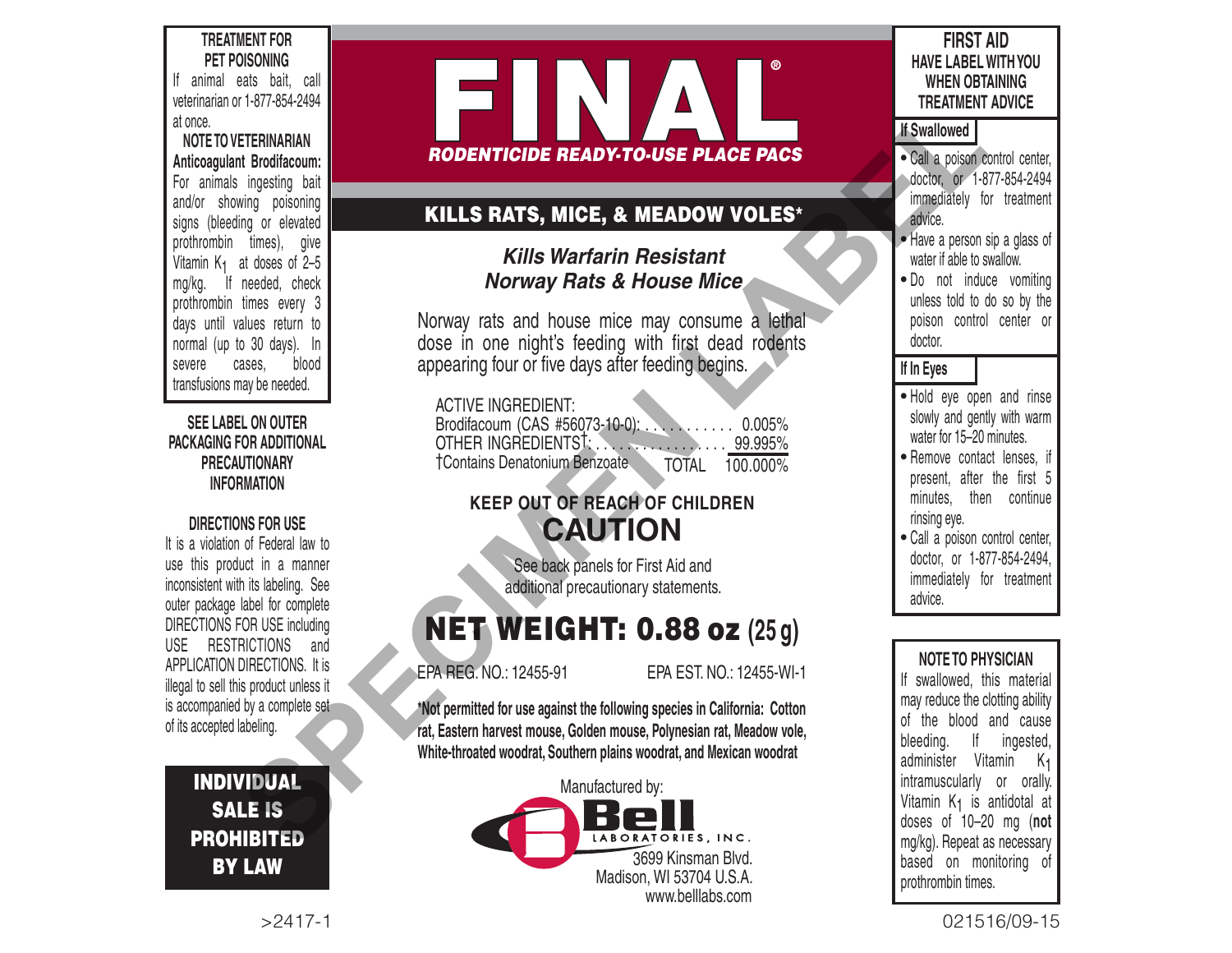## TREATMENT FOR PET POISONING

If animal eats bait, call veterinarian or 1-877-854-2494 at once.

**NOTE TO VETERINARIAN**

**Anticoagulant Brodifacoum:** For animals ingesting bait and/or showing poisoning signs (bleeding or elevated prothrombin times), give Vitamin $K_1$ at doses of 2–5 mg/kg. If needed, check prothrombin times every 3 days until values return to normal (up to 30 days). In severe cases, blood transfusions may be needed.

**SEE LABEL ON OUTER PACKAGING FOR ADDITIONAL PRECAUTIONARY INFORMATION**

**DIRECTIONS FOR USE**

It is a violation of Federal law to use this product in a manner inconsistent with its labeling. See outer package label for complete DIRECTIONS FOR USE including USE RESTRICTIONS and APPLICATION DIRECTIONS. It is illegal to sell this product unless it is accompanied by a complete set of its accepted labeling.

**INDIVIDUAL SALE IS PROHIBITED BY LAW**

# FINAL®

***RODENTICIDE READY-TO-USE PLACE PACS***

## KILLS RATS, MICE, & MEADOW VOLES*

***Kills Warfarin Resistant Norway Rats & House Mice***

Norway rats and house mice may consume a lethal dose in one night's feeding with first dead rodents appearing four or five days after feeding begins.

| | |
|---|---|
| ACTIVE INGREDIENT: | |
| Brodifacoum (CAS #56073-10-0): | 0.005% |
| OTHER INGREDIENTS†: | 99.995% |
| †Contains Denatonium Benzoate TOTAL | 100.000% |

**KEEP OUT OF REACH OF CHILDREN**

## CAUTION

See back panels for First Aid and additional precautionary statements.

## NET WEIGHT: 0.88 oz (25 g)

EPA REG. NO.: 12455-91 EPA EST. NO.: 12455-WI-1

**\*Not permitted for use against the following species in California: Cotton rat, Eastern harvest mouse, Golden mouse, Polynesian rat, Meadow vole, White-throated woodrat, Southern plains woodrat, and Mexican woodrat**

Manufactured by:

Bell Laboratories, Inc.
3699 Kinsman Blvd.
Madison, WI 53704 U.S.A.
www.belllabs.com

SPECIMEN LABEL

## FIRST AID

**HAVE LABEL WITH YOU WHEN OBTAINING TREATMENT ADVICE**

**If Swallowed**

- Call a poison control center, doctor, or 1-877-854-2494 immediately for treatment advice.
- Have a person sip a glass of water if able to swallow.
- Do not induce vomiting unless told to do so by the poison control center or doctor.

**If In Eyes**

- Hold eye open and rinse slowly and gently with warm water for 15–20 minutes.
- Remove contact lenses, if present, after the first 5 minutes, then continue rinsing eye.
- Call a poison control center, doctor, or 1-877-854-2494, immediately for treatment advice.

**NOTE TO PHYSICIAN**

If swallowed, this material may reduce the clotting ability of the blood and cause bleeding. If ingested, administer Vitamin $K_1$ intramuscularly or orally. Vitamin $K_1$ is antidotal at doses of 10–20 mg (**not** mg/kg). Repeat as necessary based on monitoring of prothrombin times.

>2417-1

021516/09-15